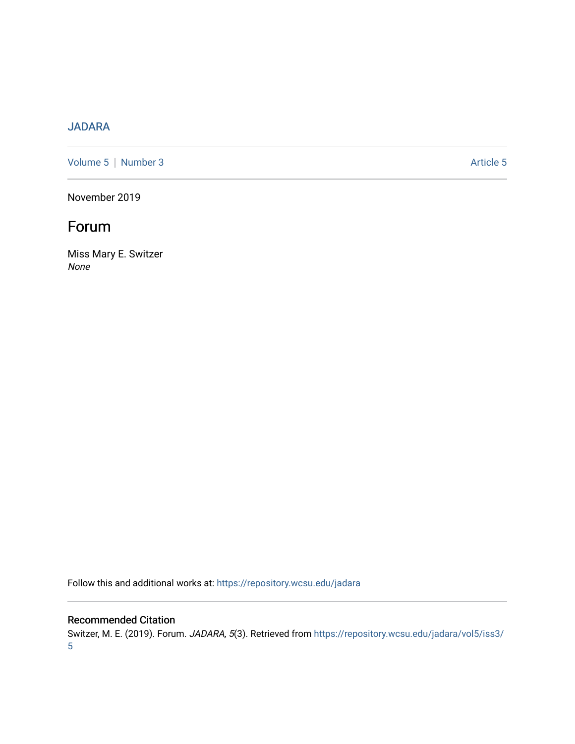JADARA

Volume 5 | Number 3 Article 5

November 2019

# Forum

Miss Mary E. Switzer
*None*

Follow this and additional works at: https://repository.wcsu.edu/jadara

## Recommended Citation

Switzer, M. E. (2019). Forum. *JADARA, 5*(3). Retrieved from https://repository.wcsu.edu/jadara/vol5/iss3/5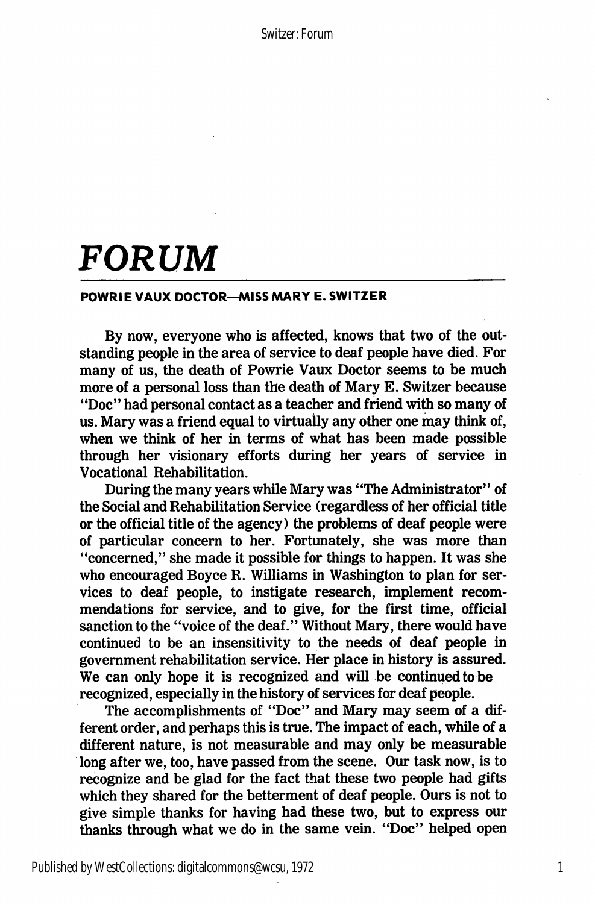# *FORUM*

**POWRIE VAUX DOCTOR—MISS MARY E. SWITZER**

By now, everyone who is affected, knows that two of the outstanding people in the area of service to deaf people have died. For many of us, the death of Powrie Vaux Doctor seems to be much more of a personal loss than the death of Mary E. Switzer because "Doc" had personal contact as a teacher and friend with so many of us. Mary was a friend equal to virtually any other one may think of, when we think of her in terms of what has been made possible through her visionary efforts during her years of service in Vocational Rehabilitation.

During the many years while Mary was "The Administrator" of the Social and Rehabilitation Service (regardless of her official title or the official title of the agency) the problems of deaf people were of particular concern to her. Fortunately, she was more than "concerned," she made it possible for things to happen. It was she who encouraged Boyce R. Williams in Washington to plan for services to deaf people, to instigate research, implement recommendations for service, and to give, for the first time, official sanction to the "voice of the deaf." Without Mary, there would have continued to be an insensitivity to the needs of deaf people in government rehabilitation service. Her place in history is assured. We can only hope it is recognized and will be continued to be recognized, especially in the history of services for deaf people.

The accomplishments of "Doc" and Mary may seem of a different order, and perhaps this is true. The impact of each, while of a different nature, is not measurable and may only be measurable long after we, too, have passed from the scene. Our task now, is to recognize and be glad for the fact that these two people had gifts which they shared for the betterment of deaf people. Ours is not to give simple thanks for having had these two, but to express our thanks through what we do in the same vein. "Doc" helped open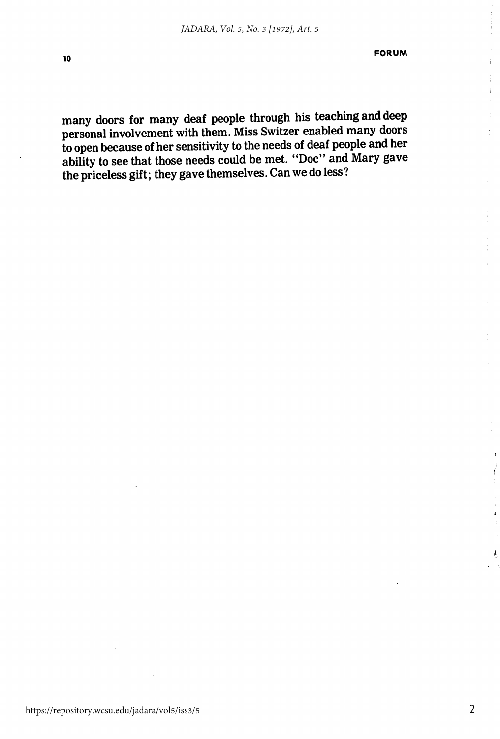many doors for many deaf people through his teaching and deep personal involvement with them. Miss Switzer enabled many doors to open because of her sensitivity to the needs of deaf people and her ability to see that those needs could be met. "Doc" and Mary gave the priceless gift; they gave themselves. Can we do less?